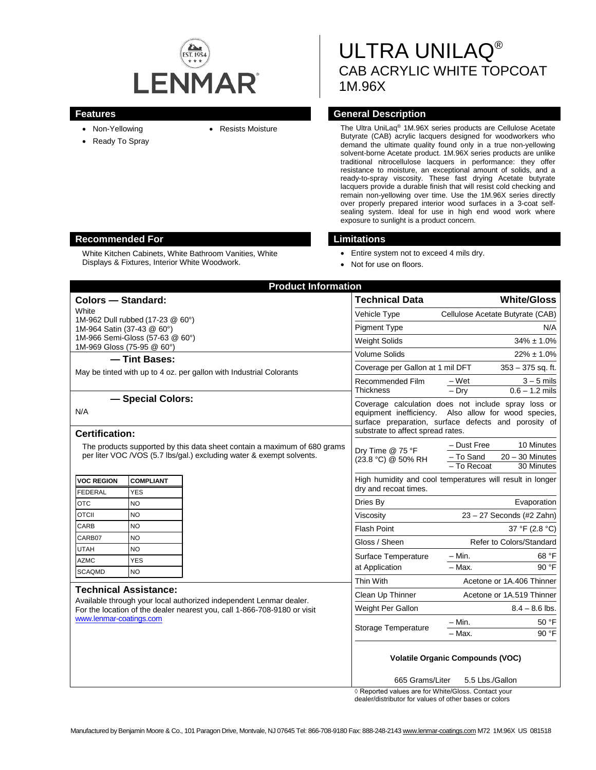LENMAR

# ULTRA UNILAQ®
## CAB ACRYLIC WHITE TOPCOAT
## 1M.96X

### Features

- Non-Yellowing
- Ready To Spray
- Resists Moisture

### General Description

The Ultra UniLaq® 1M.96X series products are Cellulose Acetate Butyrate (CAB) acrylic lacquers designed for woodworkers who demand the ultimate quality found only in a true non-yellowing solvent-borne Acetate product. 1M.96X series products are unlike traditional nitrocellulose lacquers in performance: they offer resistance to moisture, an exceptional amount of solids, and a ready-to-spray viscosity. These fast drying Acetate butyrate lacquers provide a durable finish that will resist cold checking and remain non-yellowing over time. Use the 1M.96X series directly over properly prepared interior wood surfaces in a 3-coat self-sealing system. Ideal for use in high end wood work where exposure to sunlight is a product concern.

### Recommended For

White Kitchen Cabinets, White Bathroom Vanities, White Displays & Fixtures, Interior White Woodwork.

### Limitations

- Entire system not to exceed 4 mils dry.
- Not for use on floors.

## Product Information

### Colors — Standard:

White
1M-962 Dull rubbed (17-23 @ 60°)
1M-964 Satin (37-43 @ 60°)
1M-966 Semi-Gloss (57-63 @ 60°)
1M-969 Gloss (75-95 @ 60°)

### — Tint Bases:

May be tinted with up to 4 oz. per gallon with Industrial Colorants

### — Special Colors:

N/A

### Certification:

The products supported by this data sheet contain a maximum of 680 grams per liter VOC /VOS (5.7 lbs/gal.) excluding water & exempt solvents.

| VOC REGION | COMPLIANT |
|---|---|
| FEDERAL | YES |
| OTC | NO |
| OTCII | NO |
| CARB | NO |
| CARB07 | NO |
| UTAH | NO |
| AZMC | YES |
| SCAQMD | NO |

### Technical Assistance:

Available through your local authorized independent Lenmar dealer. For the location of the dealer nearest you, call 1-866-708-9180 or visit www.lenmar-coatings.com

| Technical Data | | White/Gloss |
|---|---|---|
| Vehicle Type | | Cellulose Acetate Butyrate (CAB) |
| Pigment Type | | N/A |
| Weight Solids | | 34% ± 1.0% |
| Volume Solids | | 22% ± 1.0% |
| Coverage per Gallon at 1 mil DFT | | 353 – 375 sq. ft. |
| Recommended Film Thickness | – Wet | 3 – 5 mils |
| | – Dry | 0.6 – 1.2 mils |
| Coverage calculation does not include spray loss or equipment inefficiency. Also allow for wood species, surface preparation, surface defects and porosity of substrate to affect spread rates. | | |
| Dry Time @ 75 °F (23.8 °C) @ 50% RH | – Dust Free | 10 Minutes |
| | – To Sand | 20 – 30 Minutes |
| | – To Recoat | 30 Minutes |
| High humidity and cool temperatures will result in longer dry and recoat times. | | |
| Dries By | | Evaporation |
| Viscosity | | 23 – 27 Seconds (#2 Zahn) |
| Flash Point | | 37 °F (2.8 °C) |
| Gloss / Sheen | | Refer to Colors/Standard |
| Surface Temperature at Application | – Min. | 68 °F |
| | – Max. | 90 °F |
| Thin With | | Acetone or 1A.406 Thinner |
| Clean Up Thinner | | Acetone or 1A.519 Thinner |
| Weight Per Gallon | | 8.4 – 8.6 lbs. |
| Storage Temperature | – Min. | 50 °F |
| | – Max. | 90 °F |

**Volatile Organic Compounds (VOC)**

665 Grams/Liter 5.5 Lbs./Gallon

◊ Reported values are for White/Gloss. Contact your dealer/distributor for values of other bases or colors

Manufactured by Benjamin Moore & Co., 101 Paragon Drive, Montvale, NJ 07645 Tel: 866-708-9180 Fax: 888-248-2143 www.lenmar-coatings.com M72 1M.96X US 081518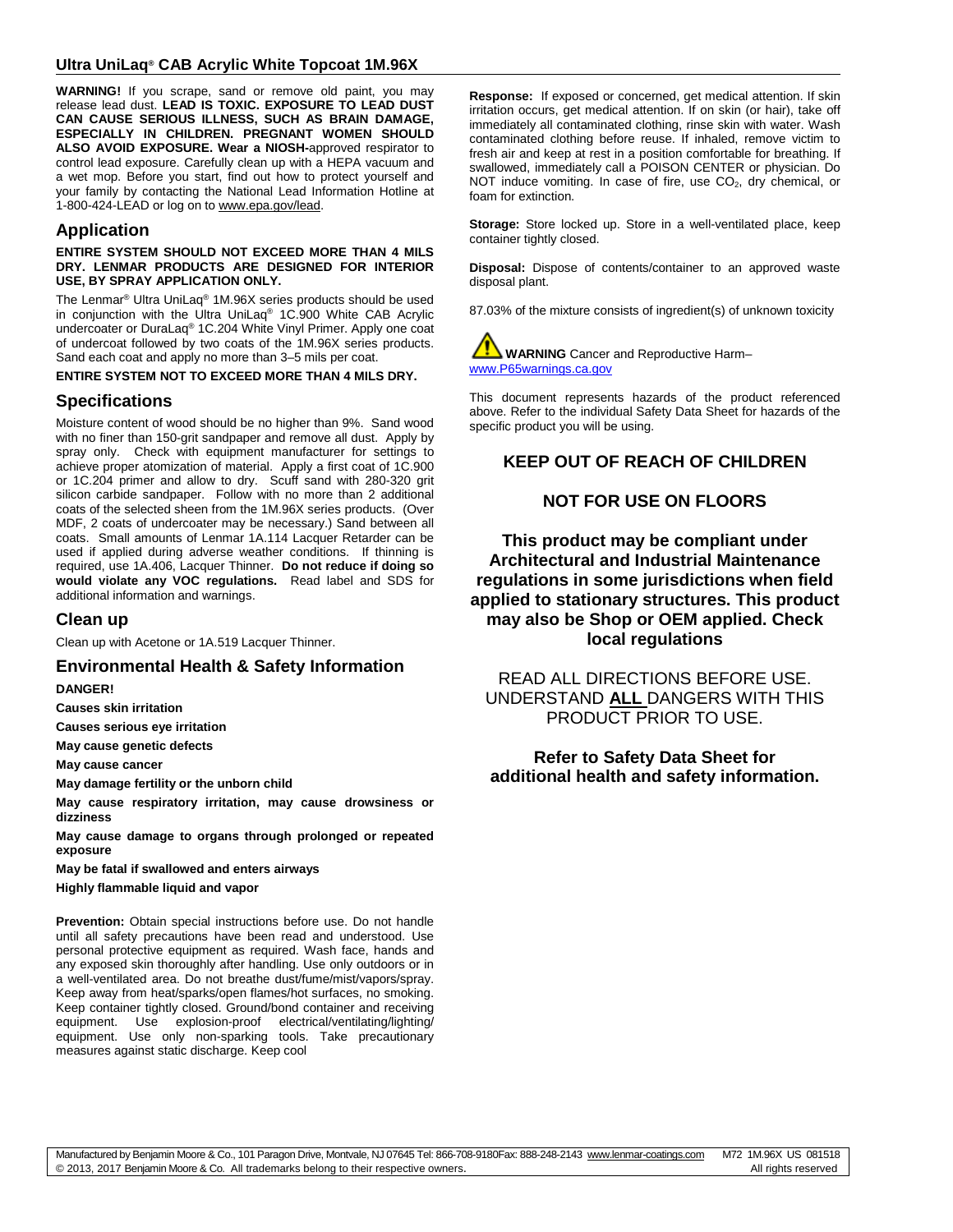**Ultra UniLaq® CAB Acrylic White Topcoat 1M.96X**

**WARNING!** If you scrape, sand or remove old paint, you may release lead dust. **LEAD IS TOXIC. EXPOSURE TO LEAD DUST CAN CAUSE SERIOUS ILLNESS, SUCH AS BRAIN DAMAGE, ESPECIALLY IN CHILDREN. PREGNANT WOMEN SHOULD ALSO AVOID EXPOSURE. Wear a NIOSH-**approved respirator to control lead exposure. Carefully clean up with a HEPA vacuum and a wet mop. Before you start, find out how to protect yourself and your family by contacting the National Lead Information Hotline at 1-800-424-LEAD or log on to www.epa.gov/lead.

## Application

**ENTIRE SYSTEM SHOULD NOT EXCEED MORE THAN 4 MILS DRY. LENMAR PRODUCTS ARE DESIGNED FOR INTERIOR USE, BY SPRAY APPLICATION ONLY.**

The Lenmar® Ultra UniLaq® 1M.96X series products should be used in conjunction with the Ultra UniLaq® 1C.900 White CAB Acrylic undercoater or DuraLaq® 1C.204 White Vinyl Primer. Apply one coat of undercoat followed by two coats of the 1M.96X series products. Sand each coat and apply no more than 3–5 mils per coat.

**ENTIRE SYSTEM NOT TO EXCEED MORE THAN 4 MILS DRY.**

## Specifications

Moisture content of wood should be no higher than 9%. Sand wood with no finer than 150-grit sandpaper and remove all dust. Apply by spray only. Check with equipment manufacturer for settings to achieve proper atomization of material. Apply a first coat of 1C.900 or 1C.204 primer and allow to dry. Scuff sand with 280-320 grit silicon carbide sandpaper. Follow with no more than 2 additional coats of the selected sheen from the 1M.96X series products. (Over MDF, 2 coats of undercoater may be necessary.) Sand between all coats. Small amounts of Lenmar 1A.114 Lacquer Retarder can be used if applied during adverse weather conditions. If thinning is required, use 1A.406, Lacquer Thinner. **Do not reduce if doing so would violate any VOC regulations.** Read label and SDS for additional information and warnings.

## Clean up

Clean up with Acetone or 1A.519 Lacquer Thinner.

## Environmental Health & Safety Information

**DANGER!**

**Causes skin irritation**

**Causes serious eye irritation**

**May cause genetic defects**

**May cause cancer**

**May damage fertility or the unborn child**

**May cause respiratory irritation, may cause drowsiness or dizziness**

**May cause damage to organs through prolonged or repeated exposure**

**May be fatal if swallowed and enters airways**

**Highly flammable liquid and vapor**

**Prevention:** Obtain special instructions before use. Do not handle until all safety precautions have been read and understood. Use personal protective equipment as required. Wash face, hands and any exposed skin thoroughly after handling. Use only outdoors or in a well-ventilated area. Do not breathe dust/fume/mist/vapors/spray. Keep away from heat/sparks/open flames/hot surfaces, no smoking. Keep container tightly closed. Ground/bond container and receiving equipment. Use explosion-proof electrical/ventilating/lighting/ equipment. Use only non-sparking tools. Take precautionary measures against static discharge. Keep cool

**Response:** If exposed or concerned, get medical attention. If skin irritation occurs, get medical attention. If on skin (or hair), take off immediately all contaminated clothing, rinse skin with water. Wash contaminated clothing before reuse. If inhaled, remove victim to fresh air and keep at rest in a position comfortable for breathing. If swallowed, immediately call a POISON CENTER or physician. Do NOT induce vomiting. In case of fire, use $CO_2$, dry chemical, or foam for extinction.

**Storage:** Store locked up. Store in a well-ventilated place, keep container tightly closed.

**Disposal:** Dispose of contents/container to an approved waste disposal plant.

87.03% of the mixture consists of ingredient(s) of unknown toxicity

**WARNING** Cancer and Reproductive Harm– www.P65warnings.ca.gov

This document represents hazards of the product referenced above. Refer to the individual Safety Data Sheet for hazards of the specific product you will be using.

**KEEP OUT OF REACH OF CHILDREN**

**NOT FOR USE ON FLOORS**

**This product may be compliant under Architectural and Industrial Maintenance regulations in some jurisdictions when field applied to stationary structures. This product may also be Shop or OEM applied. Check local regulations**

READ ALL DIRECTIONS BEFORE USE. UNDERSTAND **ALL** DANGERS WITH THIS PRODUCT PRIOR TO USE.

**Refer to Safety Data Sheet for additional health and safety information.**

Manufactured by Benjamin Moore & Co., 101 Paragon Drive, Montvale, NJ 07645 Tel: 866-708-9180Fax: 888-248-2143 www.lenmar-coatings.com M72 1M.96X US 081518
© 2013, 2017 Benjamin Moore & Co. All trademarks belong to their respective owners. All rights reserved